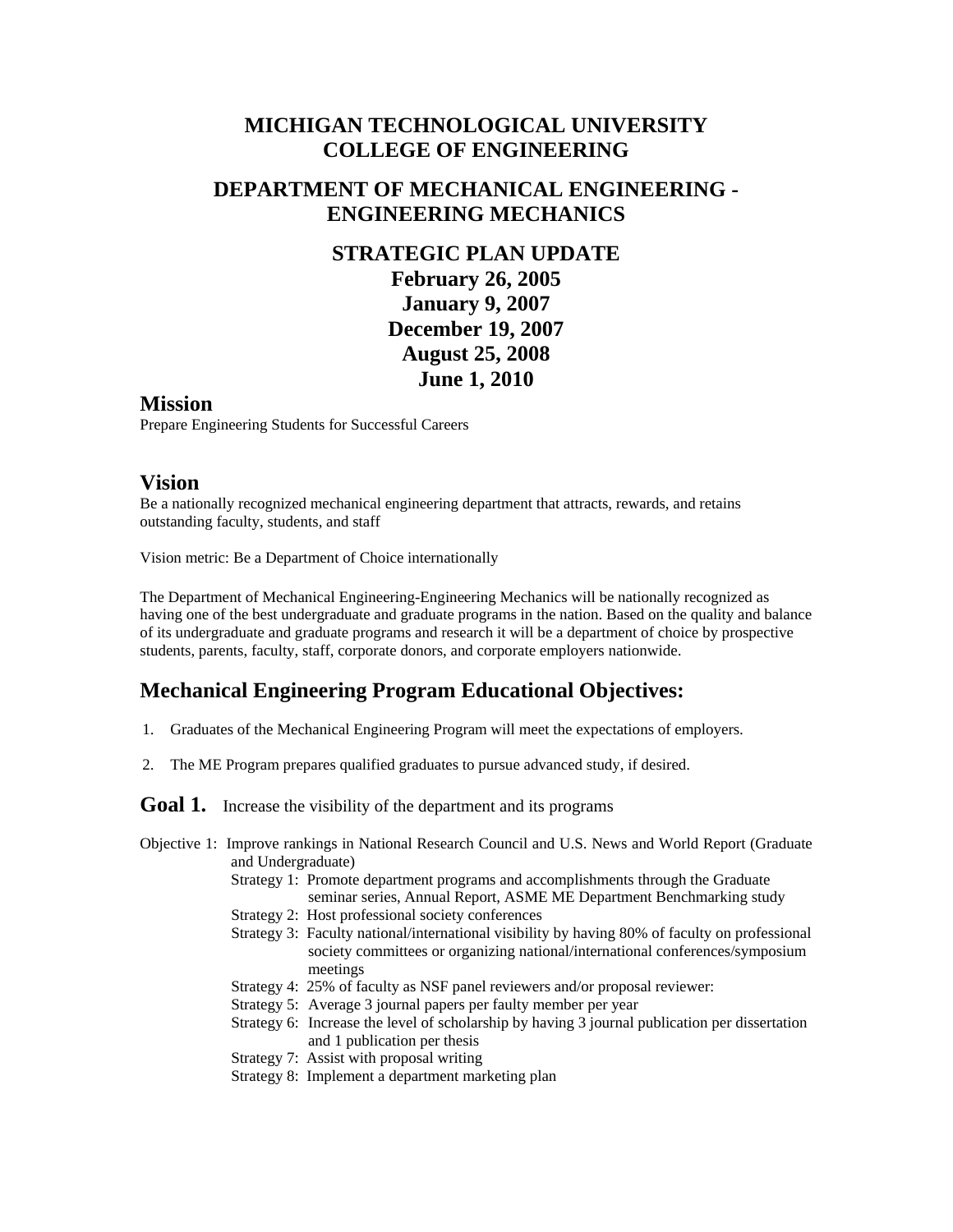# MICHIGAN TECHNOLOGICAL UNIVERSITY
# COLLEGE OF ENGINEERING

## DEPARTMENT OF MECHANICAL ENGINEERING - ENGINEERING MECHANICS

## STRATEGIC PLAN UPDATE
**February 26, 2005**
**January 9, 2007**
**December 19, 2007**
**August 25, 2008**
**June 1, 2010**

## Mission

Prepare Engineering Students for Successful Careers

## Vision

Be a nationally recognized mechanical engineering department that attracts, rewards, and retains outstanding faculty, students, and staff

Vision metric: Be a Department of Choice internationally

The Department of Mechanical Engineering-Engineering Mechanics will be nationally recognized as having one of the best undergraduate and graduate programs in the nation. Based on the quality and balance of its undergraduate and graduate programs and research it will be a department of choice by prospective students, parents, faculty, staff, corporate donors, and corporate employers nationwide.

## Mechanical Engineering Program Educational Objectives:

1. Graduates of the Mechanical Engineering Program will meet the expectations of employers.
2. The ME Program prepares qualified graduates to pursue advanced study, if desired.

### Goal 1. Increase the visibility of the department and its programs

Objective 1: Improve rankings in National Research Council and U.S. News and World Report (Graduate and Undergraduate)

- Strategy 1: Promote department programs and accomplishments through the Graduate seminar series, Annual Report, ASME ME Department Benchmarking study
- Strategy 2: Host professional society conferences
- Strategy 3: Faculty national/international visibility by having 80% of faculty on professional society committees or organizing national/international conferences/symposium meetings
- Strategy 4: 25% of faculty as NSF panel reviewers and/or proposal reviewer:
- Strategy 5: Average 3 journal papers per faulty member per year
- Strategy 6: Increase the level of scholarship by having 3 journal publication per dissertation and 1 publication per thesis
- Strategy 7: Assist with proposal writing
- Strategy 8: Implement a department marketing plan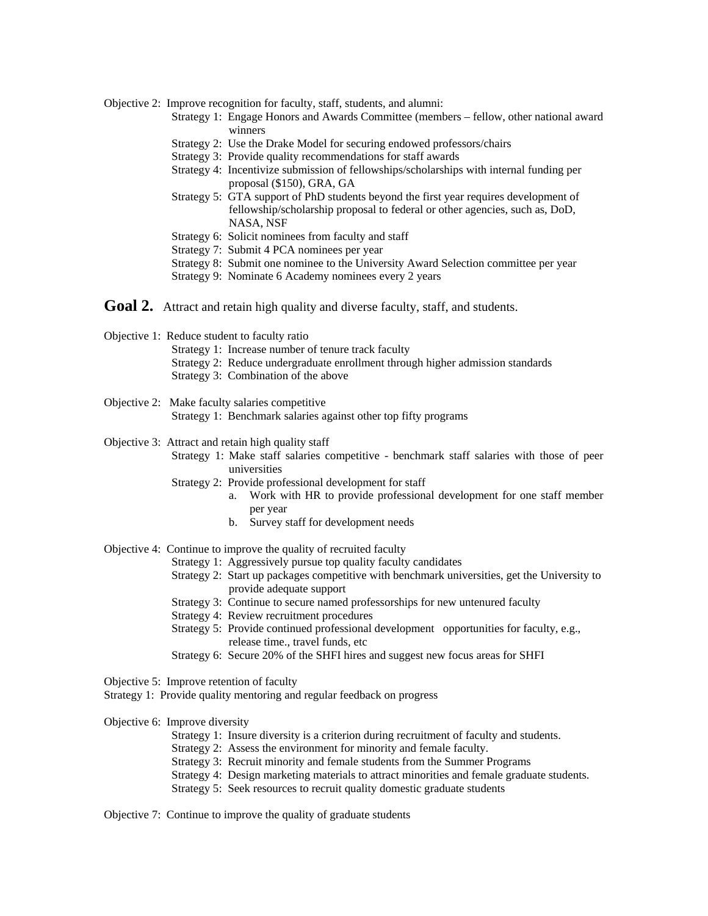Objective 2: Improve recognition for faculty, staff, students, and alumni:

- Strategy 1: Engage Honors and Awards Committee (members – fellow, other national award winners
- Strategy 2: Use the Drake Model for securing endowed professors/chairs
- Strategy 3: Provide quality recommendations for staff awards
- Strategy 4: Incentivize submission of fellowships/scholarships with internal funding per proposal ($150), GRA, GA
- Strategy 5: GTA support of PhD students beyond the first year requires development of fellowship/scholarship proposal to federal or other agencies, such as, DoD, NASA, NSF
- Strategy 6: Solicit nominees from faculty and staff
- Strategy 7: Submit 4 PCA nominees per year
- Strategy 8: Submit one nominee to the University Award Selection committee per year
- Strategy 9: Nominate 6 Academy nominees every 2 years

## Goal 2. Attract and retain high quality and diverse faculty, staff, and students.

Objective 1: Reduce student to faculty ratio

- Strategy 1: Increase number of tenure track faculty
- Strategy 2: Reduce undergraduate enrollment through higher admission standards
- Strategy 3: Combination of the above

Objective 2: Make faculty salaries competitive

- Strategy 1: Benchmark salaries against other top fifty programs

Objective 3: Attract and retain high quality staff

- Strategy 1: Make staff salaries competitive - benchmark staff salaries with those of peer universities
- Strategy 2: Provide professional development for staff
  a. Work with HR to provide professional development for one staff member per year
  b. Survey staff for development needs

Objective 4: Continue to improve the quality of recruited faculty

- Strategy 1: Aggressively pursue top quality faculty candidates
- Strategy 2: Start up packages competitive with benchmark universities, get the University to provide adequate support
- Strategy 3: Continue to secure named professorships for new untenured faculty
- Strategy 4: Review recruitment procedures
- Strategy 5: Provide continued professional development opportunities for faculty, e.g., release time., travel funds, etc
- Strategy 6: Secure 20% of the SHFI hires and suggest new focus areas for SHFI

Objective 5: Improve retention of faculty

Strategy 1: Provide quality mentoring and regular feedback on progress

Objective 6: Improve diversity

- Strategy 1: Insure diversity is a criterion during recruitment of faculty and students.
- Strategy 2: Assess the environment for minority and female faculty.
- Strategy 3: Recruit minority and female students from the Summer Programs
- Strategy 4: Design marketing materials to attract minorities and female graduate students.
- Strategy 5: Seek resources to recruit quality domestic graduate students

Objective 7: Continue to improve the quality of graduate students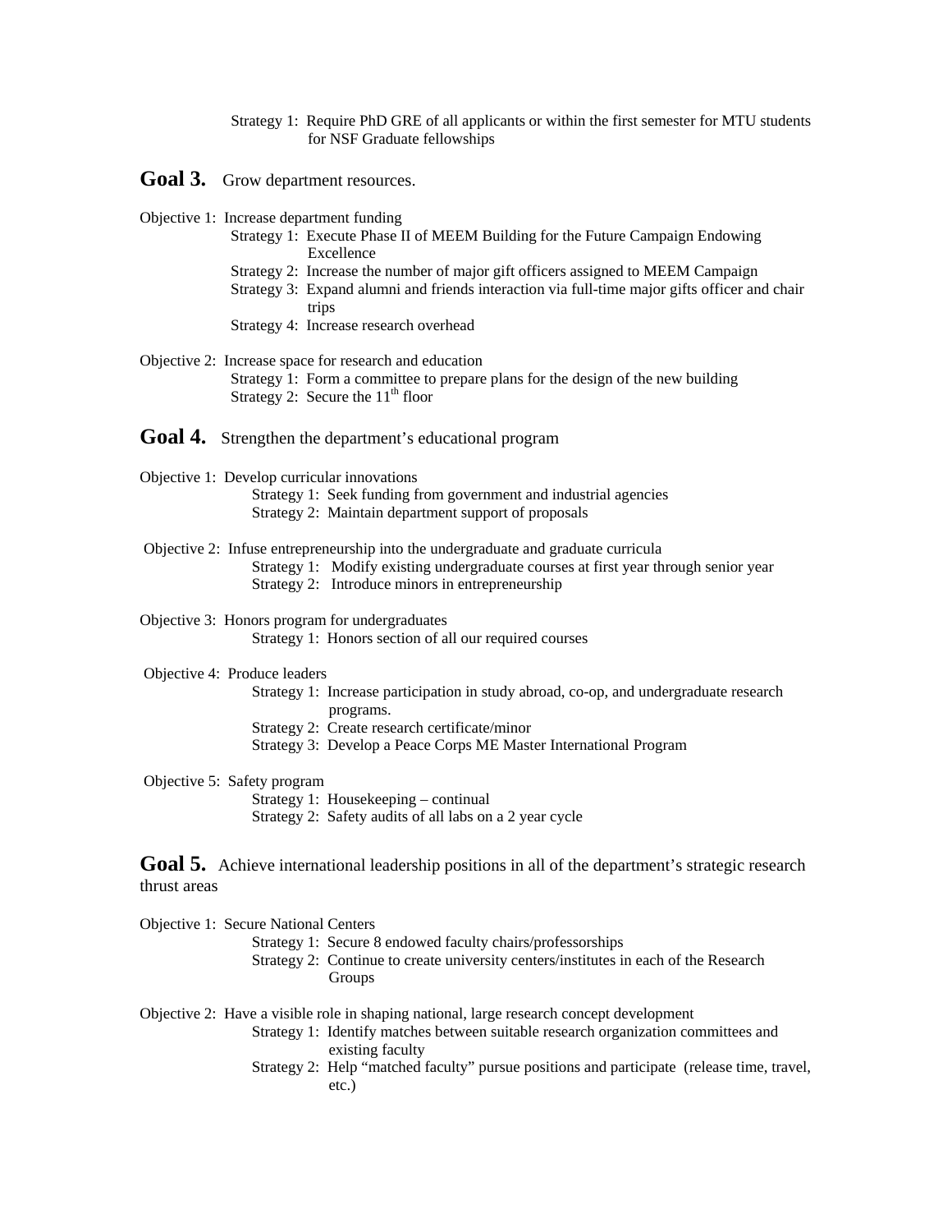Strategy 1: Require PhD GRE of all applicants or within the first semester for MTU students for NSF Graduate fellowships

## Goal 3. Grow department resources.

Objective 1: Increase department funding

- Strategy 1: Execute Phase II of MEEM Building for the Future Campaign Endowing Excellence
- Strategy 2: Increase the number of major gift officers assigned to MEEM Campaign
- Strategy 3: Expand alumni and friends interaction via full-time major gifts officer and chair trips
- Strategy 4: Increase research overhead

Objective 2: Increase space for research and education

- Strategy 1: Form a committee to prepare plans for the design of the new building
- Strategy 2: Secure the 11th floor

## Goal 4. Strengthen the department's educational program

Objective 1: Develop curricular innovations

- Strategy 1: Seek funding from government and industrial agencies
- Strategy 2: Maintain department support of proposals

Objective 2: Infuse entrepreneurship into the undergraduate and graduate curricula

- Strategy 1: Modify existing undergraduate courses at first year through senior year
- Strategy 2: Introduce minors in entrepreneurship

Objective 3: Honors program for undergraduates

- Strategy 1: Honors section of all our required courses

Objective 4: Produce leaders

- Strategy 1: Increase participation in study abroad, co-op, and undergraduate research programs.
- Strategy 2: Create research certificate/minor
- Strategy 3: Develop a Peace Corps ME Master International Program

Objective 5: Safety program

- Strategy 1: Housekeeping – continual
- Strategy 2: Safety audits of all labs on a 2 year cycle

## Goal 5. Achieve international leadership positions in all of the department's strategic research thrust areas

Objective 1: Secure National Centers

- Strategy 1: Secure 8 endowed faculty chairs/professorships
- Strategy 2: Continue to create university centers/institutes in each of the Research Groups

Objective 2: Have a visible role in shaping national, large research concept development

- Strategy 1: Identify matches between suitable research organization committees and existing faculty
- Strategy 2: Help "matched faculty" pursue positions and participate (release time, travel, etc.)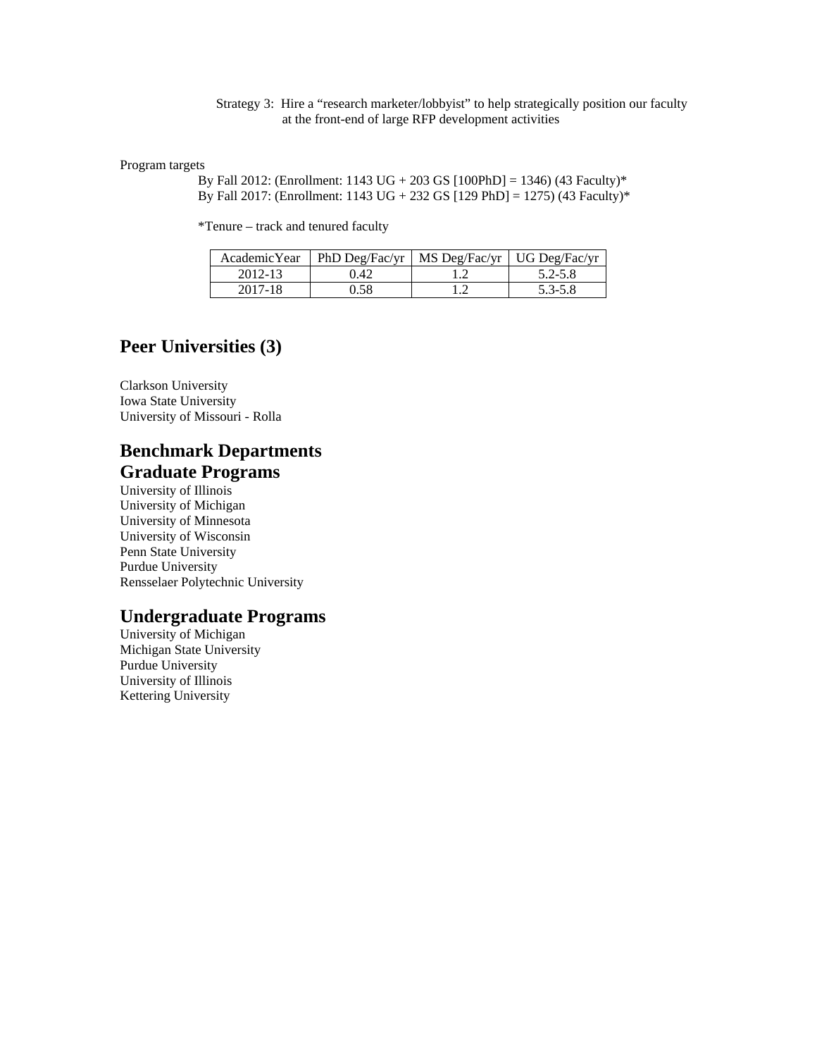Strategy 3: Hire a "research marketer/lobbyist" to help strategically position our faculty at the front-end of large RFP development activities

Program targets

By Fall 2012: (Enrollment: 1143 UG + 203 GS [100PhD] = 1346) (43 Faculty)*
By Fall 2017: (Enrollment: 1143 UG + 232 GS [129 PhD] = 1275) (43 Faculty)*

*Tenure – track and tenured faculty

| AcademicYear | PhD Deg/Fac/yr | MS Deg/Fac/yr | UG Deg/Fac/yr |
|---|---|---|---|
| 2012-13 | 0.42 | 1.2 | 5.2-5.8 |
| 2017-18 | 0.58 | 1.2 | 5.3-5.8 |

## Peer Universities (3)

Clarkson University
Iowa State University
University of Missouri - Rolla

## Benchmark Departments
## Graduate Programs

University of Illinois
University of Michigan
University of Minnesota
University of Wisconsin
Penn State University
Purdue University
Rensselaer Polytechnic University

## Undergraduate Programs

University of Michigan
Michigan State University
Purdue University
University of Illinois
Kettering University